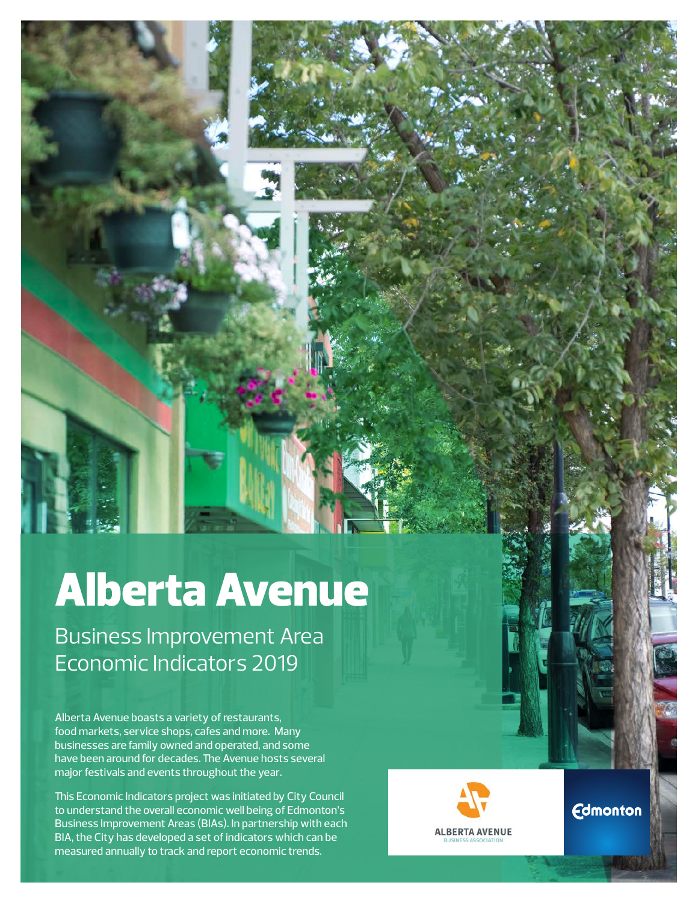# Alberta Avenue

## Business Improvement Area Economic Indicators 2019

Alberta Avenue boasts a variety of restaurants, food markets, service shops, cafes and more. Many businesses are family owned and operated, and some have been around for decades. The Avenue hosts several major festivals and events throughout the year.

This Economic Indicators project was initiated by City Council to understand the overall economic well being of Edmonton's Business Improvement Areas (BIAs). In partnership with each BIA, the City has developed a set of indicators which can be measured annually to track and report economic trends.

ALBERTA AVENUE BUSINESS ASSOCIATION

Edmonton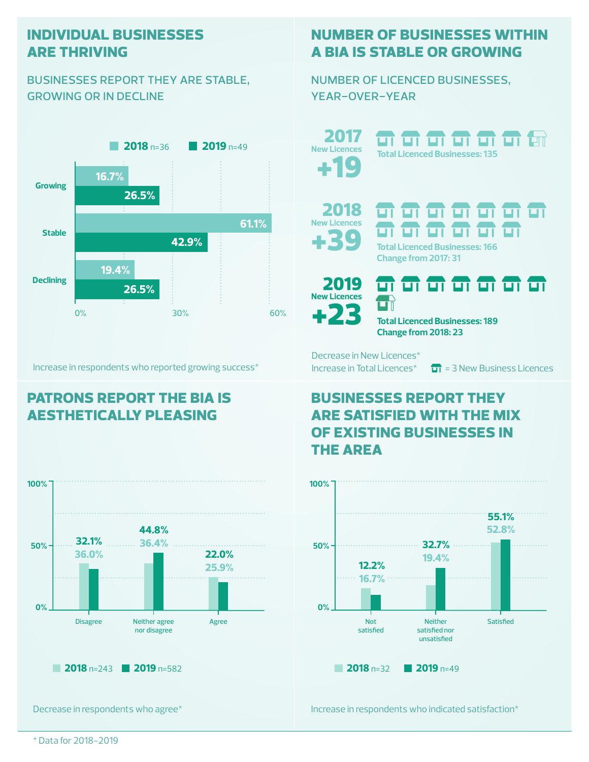## INDIVIDUAL BUSINESSES ARE THRIVING

### BUSINESSES REPORT THEY ARE STABLE, GROWING OR IN DECLINE

| | 2018 n=36 | 2019 n=49 |
|---|---|---|
| Growing | 16.7% | 26.5% |
| Stable | 61.1% | 42.9% |
| Declining | 19.4% | 26.5% |

Increase in respondents who reported growing success*

## NUMBER OF BUSINESSES WITHIN A BIA IS STABLE OR GROWING

### NUMBER OF LICENCED BUSINESSES, YEAR-OVER-YEAR

**2017**
New Licences
**+19**
Total Licenced Businesses: 135

**2018**
New Licences
**+39**
Total Licenced Businesses: 166
Change from 2017: 31

**2019**
New Licences
**+23**
Total Licenced Businesses: 189
Change from 2018: 23

Decrease in New Licences*
Increase in Total Licences*

= 3 New Business Licences

## PATRONS REPORT THE BIA IS AESTHETICALLY PLEASING

| | 2018 n=243 | 2019 n=582 |
|---|---|---|
| Disagree | 36.0% | 32.1% |
| Neither agree nor disagree | 36.4% | 44.8% |
| Agree | 25.9% | 22.0% |

Decrease in respondents who agree*

## BUSINESSES REPORT THEY ARE SATISFIED WITH THE MIX OF EXISTING BUSINESSES IN THE AREA

| | 2018 n=32 | 2019 n=49 |
|---|---|---|
| Not satisfied | 16.7% | 12.2% |
| Neither satisfied nor unsatisfied | 19.4% | 32.7% |
| Satisfied | 52.8% | 55.1% |

Increase in respondents who indicated satisfaction*

\* Data for 2018–2019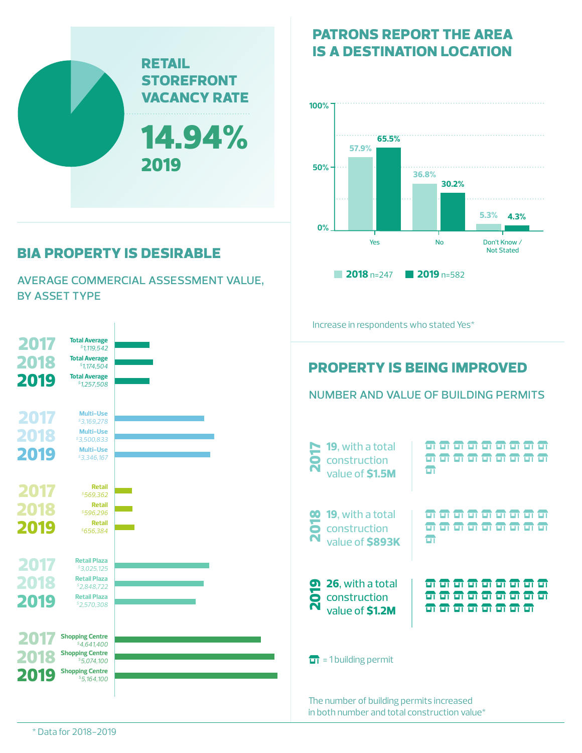## RETAIL STOREFRONT VACANCY RATE

**14.94%**
**2019**

## PATRONS REPORT THE AREA IS A DESTINATION LOCATION

| | 2018 n=247 | 2019 n=582 |
|---|---|---|
| Yes | 57.9% | 65.5% |
| No | 36.8% | 30.2% |
| Don't Know / Not Stated | 5.3% | 4.3% |

Increase in respondents who stated Yes*

## BIA PROPERTY IS DESIRABLE

### AVERAGE COMMERCIAL ASSESSMENT VALUE, BY ASSET TYPE

| Asset Type | 2017 | 2018 | 2019 |
|---|---|---|---|
| Total Average | $1,119,542 | $1,174,504 | $1,257,508 |
| Multi-Use | $3,169,278 | $3,500,833 | $3,346,167 |
| Retail | $569,362 | $596,296 | $656,384 |
| Retail Plaza | $3,025,125 | $2,848,722 | $2,570,308 |
| Shopping Centre | $4,641,400 | $5,074,100 | $5,164,100 |

## PROPERTY IS BEING IMPROVED

### NUMBER AND VALUE OF BUILDING PERMITS

**2017** — **19**, with a total construction value of **$1.5M**

**2018** — **19**, with a total construction value of **$893K**

**2019** — **26**, with a total construction value of **$1.2M**

= 1 building permit

The number of building permits increased in both number and total construction value*

* Data for 2018–2019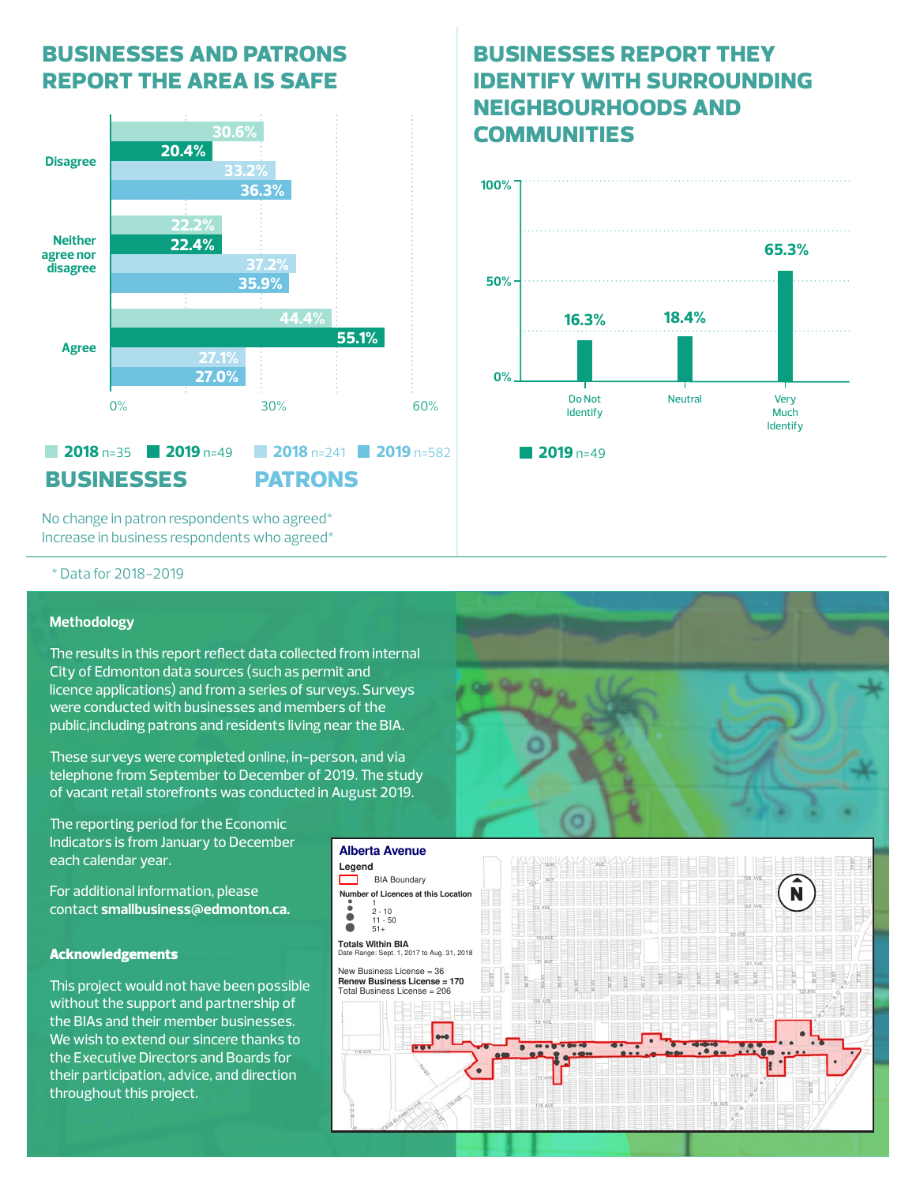## BUSINESSES AND PATRONS REPORT THE AREA IS SAFE

Disagree
30.6%
20.4%
33.2%
36.3%

Neither agree nor disagree
22.2%
22.4%
37.2%
35.9%

Agree
44.4%
55.1%
27.1%
27.0%

0%
30%
60%

2018 n=35 2019 n=49 2018 n=241 2019 n=582

**BUSINESSES** **PATRONS**

No change in patron respondents who agreed*
Increase in business respondents who agreed*

## BUSINESSES REPORT THEY IDENTIFY WITH SURROUNDING NEIGHBOURHOODS AND COMMUNITIES

100%
50%
0%

16.3%
18.4%
65.3%

Do Not Identify
Neutral
Very Much Identify

2019 n=49

\* Data for 2018-2019

### Methodology

The results in this report reflect data collected from internal City of Edmonton data sources (such as permit and licence applications) and from a series of surveys. Surveys were conducted with businesses and members of the public,including patrons and residents living near the BIA.

These surveys were completed online, in-person, and via telephone from September to December of 2019. The study of vacant retail storefronts was conducted in August 2019.

The reporting period for the Economic Indicators is from January to December each calendar year.

For additional information, please contact **smallbusiness@edmonton.ca.**

### Acknowledgements

This project would not have been possible without the support and partnership of the BIAs and their member businesses. We wish to extend our sincere thanks to the Executive Directors and Boards for their participation, advice, and direction throughout this project.

**Alberta Avenue**

**Legend**

BIA Boundary

**Number of Licences at this Location**
1
2 - 10
11 - 50
51+

**Totals Within BIA**
Date Range: Sept. 1, 2017 to Aug. 31, 2018

New Business License = 36
**Renew Business License = 170**
Total Business License = 206